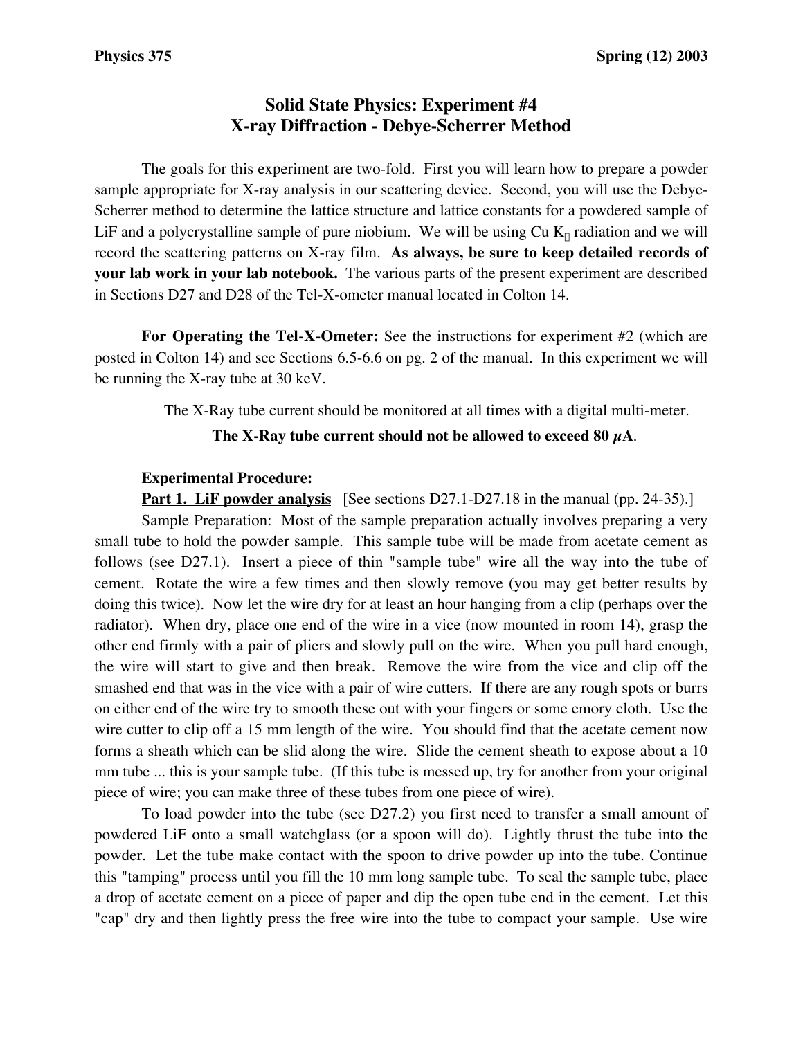**Physics 375** **Spring (12) 2003**

# Solid State Physics: Experiment #4
## X-ray Diffraction - Debye-Scherrer Method

The goals for this experiment are two-fold. First you will learn how to prepare a powder sample appropriate for X-ray analysis in our scattering device. Second, you will use the Debye-Scherrer method to determine the lattice structure and lattice constants for a powdered sample of LiF and a polycrystalline sample of pure niobium. We will be using Cu $K_{\alpha}$ radiation and we will record the scattering patterns on X-ray film. **As always, be sure to keep detailed records of your lab work in your lab notebook.** The various parts of the present experiment are described in Sections D27 and D28 of the Tel-X-ometer manual located in Colton 14.

**For Operating the Tel-X-Ometer:** See the instructions for experiment #2 (which are posted in Colton 14) and see Sections 6.5-6.6 on pg. 2 of the manual. In this experiment we will be running the X-ray tube at 30 keV.

<u>The X-Ray tube current should be monitored at all times with a digital multi-meter.</u>

**The X-Ray tube current should not be allowed to exceed 80 $\mu$A.**

**Experimental Procedure:**

**<u>Part 1. LiF powder analysis</u>** [See sections D27.1-D27.18 in the manual (pp. 24-35).]

<u>Sample Preparation</u>: Most of the sample preparation actually involves preparing a very small tube to hold the powder sample. This sample tube will be made from acetate cement as follows (see D27.1). Insert a piece of thin "sample tube" wire all the way into the tube of cement. Rotate the wire a few times and then slowly remove (you may get better results by doing this twice). Now let the wire dry for at least an hour hanging from a clip (perhaps over the radiator). When dry, place one end of the wire in a vice (now mounted in room 14), grasp the other end firmly with a pair of pliers and slowly pull on the wire. When you pull hard enough, the wire will start to give and then break. Remove the wire from the vice and clip off the smashed end that was in the vice with a pair of wire cutters. If there are any rough spots or burrs on either end of the wire try to smooth these out with your fingers or some emory cloth. Use the wire cutter to clip off a 15 mm length of the wire. You should find that the acetate cement now forms a sheath which can be slid along the wire. Slide the cement sheath to expose about a 10 mm tube ... this is your sample tube. (If this tube is messed up, try for another from your original piece of wire; you can make three of these tubes from one piece of wire).

To load powder into the tube (see D27.2) you first need to transfer a small amount of powdered LiF onto a small watchglass (or a spoon will do). Lightly thrust the tube into the powder. Let the tube make contact with the spoon to drive powder up into the tube. Continue this "tamping" process until you fill the 10 mm long sample tube. To seal the sample tube, place a drop of acetate cement on a piece of paper and dip the open tube end in the cement. Let this "cap" dry and then lightly press the free wire into the tube to compact your sample. Use wire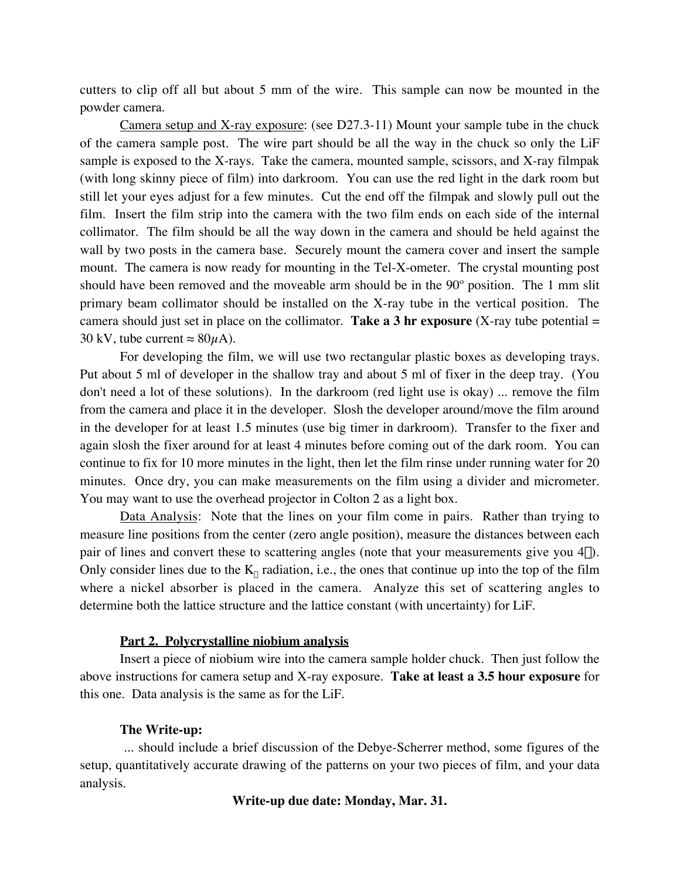cutters to clip off all but about 5 mm of the wire. This sample can now be mounted in the powder camera.

Camera setup and X-ray exposure: (see D27.3-11) Mount your sample tube in the chuck of the camera sample post. The wire part should be all the way in the chuck so only the LiF sample is exposed to the X-rays. Take the camera, mounted sample, scissors, and X-ray filmpak (with long skinny piece of film) into darkroom. You can use the red light in the dark room but still let your eyes adjust for a few minutes. Cut the end off the filmpak and slowly pull out the film. Insert the film strip into the camera with the two film ends on each side of the internal collimator. The film should be all the way down in the camera and should be held against the wall by two posts in the camera base. Securely mount the camera cover and insert the sample mount. The camera is now ready for mounting in the Tel-X-ometer. The crystal mounting post should have been removed and the moveable arm should be in the 90º position. The 1 mm slit primary beam collimator should be installed on the X-ray tube in the vertical position. The camera should just set in place on the collimator. **Take a 3 hr exposure** (X-ray tube potential = 30 kV, tube current ≈ 80$\mu$A).

For developing the film, we will use two rectangular plastic boxes as developing trays. Put about 5 ml of developer in the shallow tray and about 5 ml of fixer in the deep tray. (You don't need a lot of these solutions). In the darkroom (red light use is okay) ... remove the film from the camera and place it in the developer. Slosh the developer around/move the film around in the developer for at least 1.5 minutes (use big timer in darkroom). Transfer to the fixer and again slosh the fixer around for at least 4 minutes before coming out of the dark room. You can continue to fix for 10 more minutes in the light, then let the film rinse under running water for 20 minutes. Once dry, you can make measurements on the film using a divider and micrometer. You may want to use the overhead projector in Colton 2 as a light box.

Data Analysis: Note that the lines on your film come in pairs. Rather than trying to measure line positions from the center (zero angle position), measure the distances between each pair of lines and convert these to scattering angles (note that your measurements give you $4\theta$). Only consider lines due to the $K_\alpha$ radiation, i.e., the ones that continue up into the top of the film where a nickel absorber is placed in the camera. Analyze this set of scattering angles to determine both the lattice structure and the lattice constant (with uncertainty) for LiF.

**Part 2. Polycrystalline niobium analysis**

Insert a piece of niobium wire into the camera sample holder chuck. Then just follow the above instructions for camera setup and X-ray exposure. **Take at least a 3.5 hour exposure** for this one. Data analysis is the same as for the LiF.

**The Write-up:**

... should include a brief discussion of the Debye-Scherrer method, some figures of the setup, quantitatively accurate drawing of the patterns on your two pieces of film, and your data analysis.

**Write-up due date: Monday, Mar. 31.**